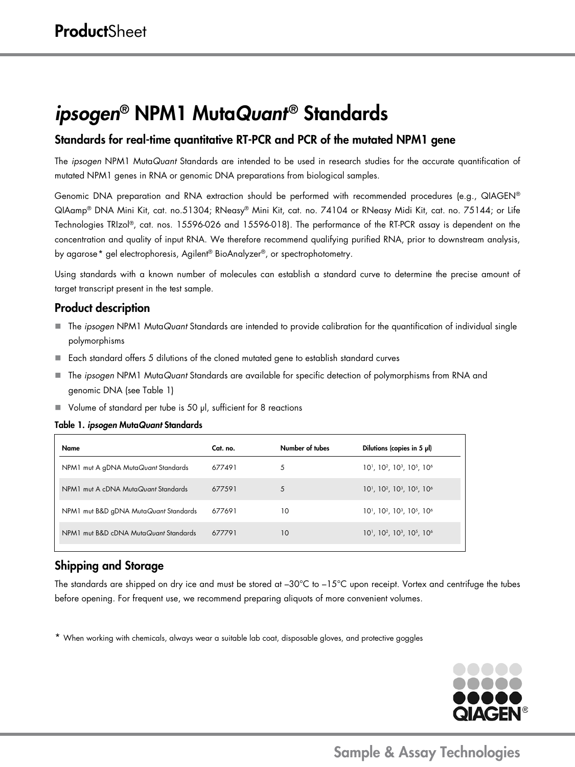# *ipsogen*® NPM1 Muta*Quant*® Standards

## Standards for real-time quantitative RT-PCR and PCR of the mutated NPM1 gene

The *ipsogen* NPM1 Muta*Quant* Standards are intended to be used in research studies for the accurate quantification of mutated NPM1 genes in RNA or genomic DNA preparations from biological samples.

Genomic DNA preparation and RNA extraction should be performed with recommended procedures (e.g., QIAGEN® QIAamp® DNA Mini Kit, cat. no.51304; RNeasy® Mini Kit, cat. no. 74104 or RNeasy Midi Kit, cat. no. 75144; or Life Technologies TRIzol®, cat. nos. 15596-026 and 15596-018). The performance of the RT-PCR assay is dependent on the concentration and quality of input RNA. We therefore recommend qualifying purified RNA, prior to downstream analysis, by agarose* gel electrophoresis, Agilent® BioAnalyzer®, or spectrophotometry.

Using standards with a known number of molecules can establish a standard curve to determine the precise amount of target transcript present in the test sample.

## Product description

- The *ipsogen* NPM1 Muta*Quant* Standards are intended to provide calibration for the quantification of individual single polymorphisms
- Each standard offers 5 dilutions of the cloned mutated gene to establish standard curves
- The *ipsogen* NPM1 Muta*Quant* Standards are available for specific detection of polymorphisms from RNA and genomic DNA (see Table 1)
- Volume of standard per tube is 50 µl, sufficient for 8 reactions

**Table 1. *ipsogen* Muta*Quant* Standards**

| Name | Cat. no. | Number of tubes | Dilutions (copies in 5 µl) |
|---|---|---|---|
| NPM1 mut A gDNA Muta*Quant* Standards | 677491 | 5 | $10^1$, $10^2$, $10^3$, $10^5$, $10^6$ |
| NPM1 mut A cDNA Muta*Quant* Standards | 677591 | 5 | $10^1$, $10^2$, $10^3$, $10^5$, $10^6$ |
| NPM1 mut B&D gDNA Muta*Quant* Standards | 677691 | 10 | $10^1$, $10^2$, $10^3$, $10^5$, $10^6$ |
| NPM1 mut B&D cDNA Muta*Quant* Standards | 677791 | 10 | $10^1$, $10^2$, $10^3$, $10^5$, $10^6$ |

## Shipping and Storage

The standards are shipped on dry ice and must be stored at –30°C to –15°C upon receipt. Vortex and centrifuge the tubes before opening. For frequent use, we recommend preparing aliquots of more convenient volumes.

* When working with chemicals, always wear a suitable lab coat, disposable gloves, and protective goggles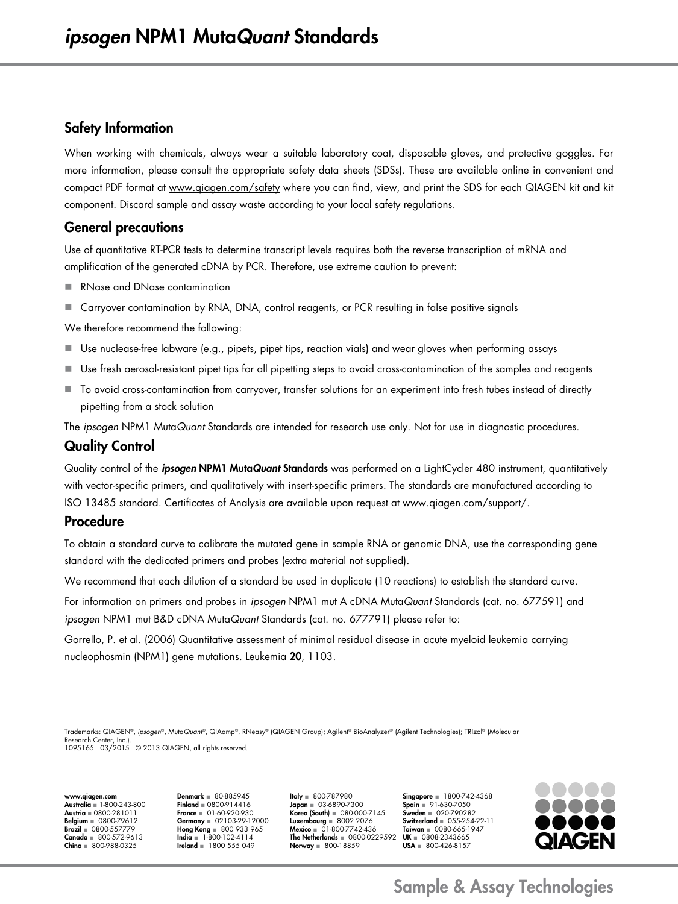## Safety Information

When working with chemicals, always wear a suitable laboratory coat, disposable gloves, and protective goggles. For more information, please consult the appropriate safety data sheets (SDSs). These are available online in convenient and compact PDF format at www.qiagen.com/safety where you can find, view, and print the SDS for each QIAGEN kit and kit component. Discard sample and assay waste according to your local safety regulations.

## General precautions

Use of quantitative RT-PCR tests to determine transcript levels requires both the reverse transcription of mRNA and amplification of the generated cDNA by PCR. Therefore, use extreme caution to prevent:

- RNase and DNase contamination
- Carryover contamination by RNA, DNA, control reagents, or PCR resulting in false positive signals

We therefore recommend the following:

- Use nuclease-free labware (e.g., pipets, pipet tips, reaction vials) and wear gloves when performing assays
- Use fresh aerosol-resistant pipet tips for all pipetting steps to avoid cross-contamination of the samples and reagents
- To avoid cross-contamination from carryover, transfer solutions for an experiment into fresh tubes instead of directly pipetting from a stock solution

The *ipsogen* NPM1 Muta*Quant* Standards are intended for research use only. Not for use in diagnostic procedures.

## Quality Control

Quality control of the ***ipsogen* NPM1 Muta*Quant* Standards** was performed on a LightCycler 480 instrument, quantitatively with vector-specific primers, and qualitatively with insert-specific primers. The standards are manufactured according to ISO 13485 standard. Certificates of Analysis are available upon request at www.qiagen.com/support/.

## Procedure

To obtain a standard curve to calibrate the mutated gene in sample RNA or genomic DNA, use the corresponding gene standard with the dedicated primers and probes (extra material not supplied).

We recommend that each dilution of a standard be used in duplicate (10 reactions) to establish the standard curve.

For information on primers and probes in *ipsogen* NPM1 mut A cDNA Muta*Quant* Standards (cat. no. 677591) and *ipsogen* NPM1 mut B&D cDNA Muta*Quant* Standards (cat. no. 677791) please refer to:

Gorrello, P. et al. (2006) Quantitative assessment of minimal residual disease in acute myeloid leukemia carrying nucleophosmin (NPM1) gene mutations. Leukemia **20**, 1103.

Trademarks: QIAGEN®, *ipsogen*®, Muta*Quant*®, QIAamp®, RNeasy® (QIAGEN Group); Agilent® BioAnalyzer® (Agilent Technologies); TRIzol® (Molecular Research Center, Inc.).
1095165 03/2015 © 2013 QIAGEN, all rights reserved.

**www.qiagen.com**
**Australia** ■ 1-800-243-800
**Austria** ■ 0800-281011
**Belgium** ■ 0800-79612
**Brazil** ■ 0800-557779
**Canada** ■ 800-572-9613
**China** ■ 800-988-0325
**Denmark** ■ 80-885945
**Finland** ■ 0800-914416
**France** ■ 01-60-920-930
**Germany** ■ 02103-29-12000
**Hong Kong** ■ 800 933 965
**India** ■ 1-800-102-4114
**Ireland** ■ 1800 555 049
**Italy** ■ 800-787980
**Japan** ■ 03-6890-7300
**Korea (South)** ■ 080-000-7145
**Luxembourg** ■ 8002 2076
**Mexico** ■ 01-800-7742-436
**The Netherlands** ■ 0800-0229592
**Norway** ■ 800-18859
**Singapore** ■ 1800-742-4368
**Spain** ■ 91-630-7050
**Sweden** ■ 020-790282
**Switzerland** ■ 055-254-22-11
**Taiwan** ■ 0080-665-1947
**UK** ■ 0808-2343665
**USA** ■ 800-426-8157

QIAGEN

Sample & Assay Technologies